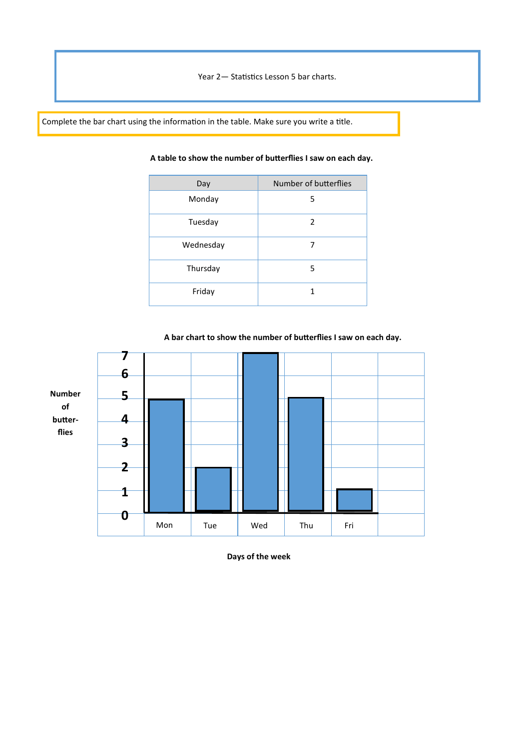Year 2— Statistics Lesson 5 bar charts.

Complete the bar chart using the information in the table. Make sure you write a title.

**A table to show the number of butterflies I saw on each day.**

| Day | Number of butterflies |
|---|---|
| Monday | 5 |
| Tuesday | 2 |
| Wednesday | 7 |
| Thursday | 5 |
| Friday | 1 |

**A bar chart to show the number of butterflies I saw on each day.**

**Number of butter-flies**

**7**
**6**
**5**
**4**
**3**
**2**
**1**
**0**

Mon Tue Wed Thu Fri

**Days of the week**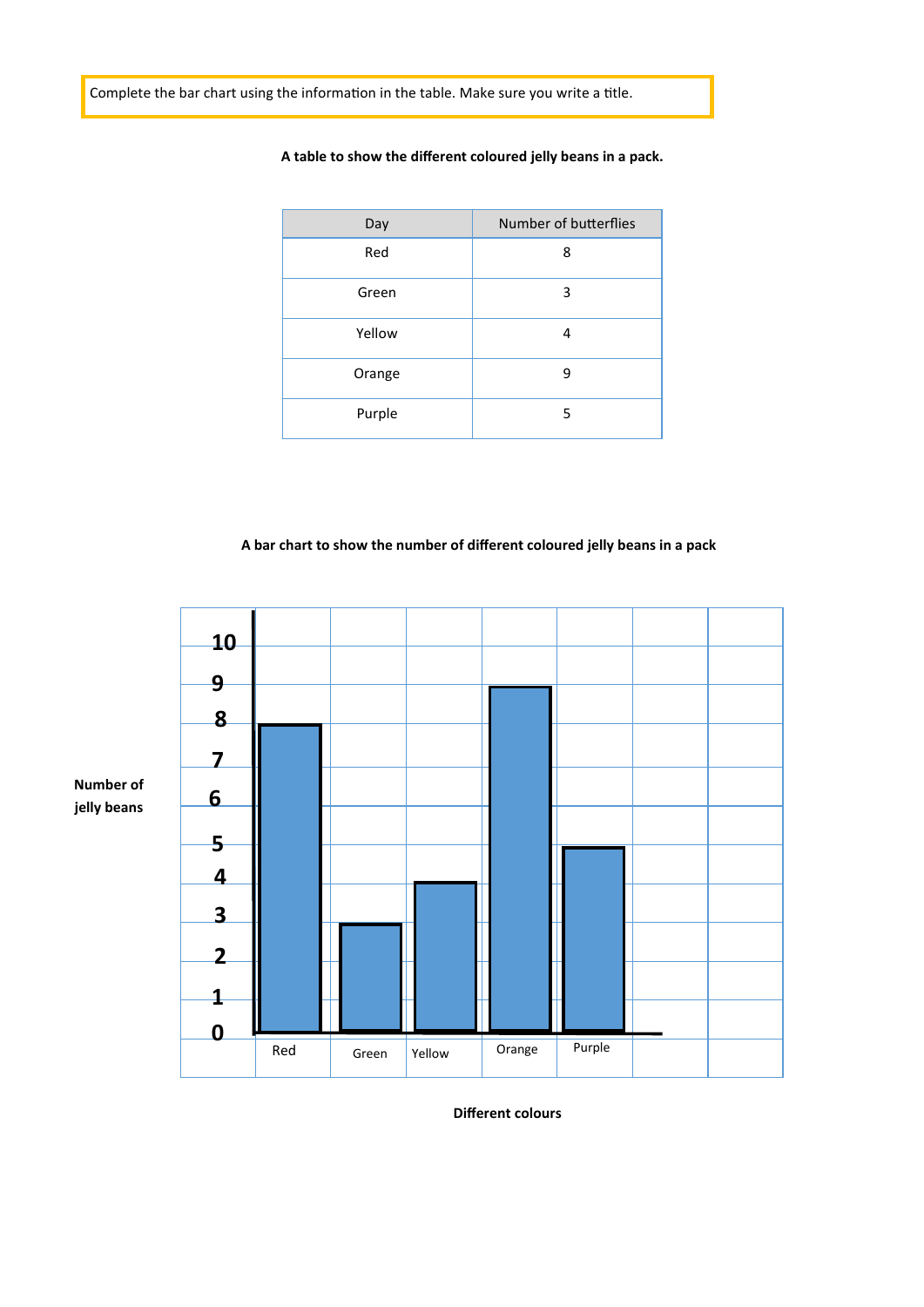Complete the bar chart using the information in the table. Make sure you write a title.

**A table to show the different coloured jelly beans in a pack.**

| Day | Number of butterflies |
|---|---|
| Red | 8 |
| Green | 3 |
| Yellow | 4 |
| Orange | 9 |
| Purple | 5 |

**A bar chart to show the number of different coloured jelly beans in a pack**

**Number of jelly beans**

10
9
8
7
6
5
4
3
2
1
0

Red | Green | Yellow | Orange | Purple

**Different colours**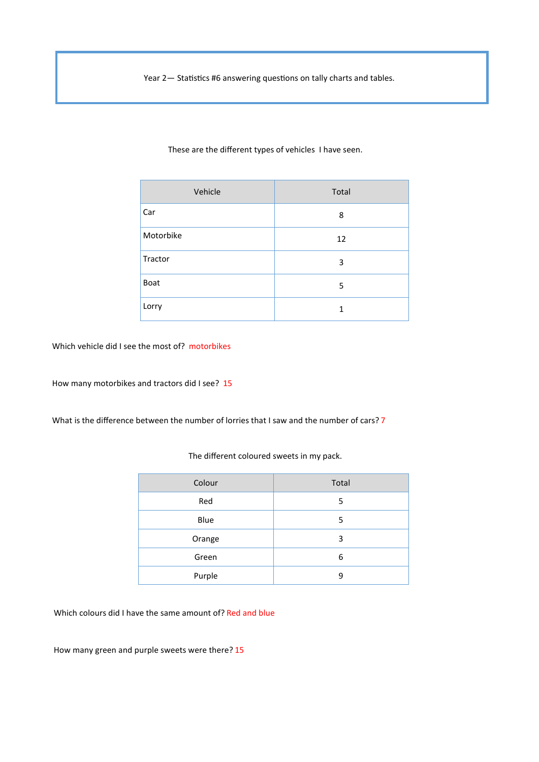Year 2— Statistics #6 answering questions on tally charts and tables.

These are the different types of vehicles I have seen.

| Vehicle | Total |
| --- | --- |
| Car | 8 |
| Motorbike | 12 |
| Tractor | 3 |
| Boat | 5 |
| Lorry | 1 |

Which vehicle did I see the most of? motorbikes

How many motorbikes and tractors did I see? 15

What is the difference between the number of lorries that I saw and the number of cars? 7

The different coloured sweets in my pack.

| Colour | Total |
| --- | --- |
| Red | 5 |
| Blue | 5 |
| Orange | 3 |
| Green | 6 |
| Purple | 9 |

Which colours did I have the same amount of? Red and blue

How many green and purple sweets were there? 15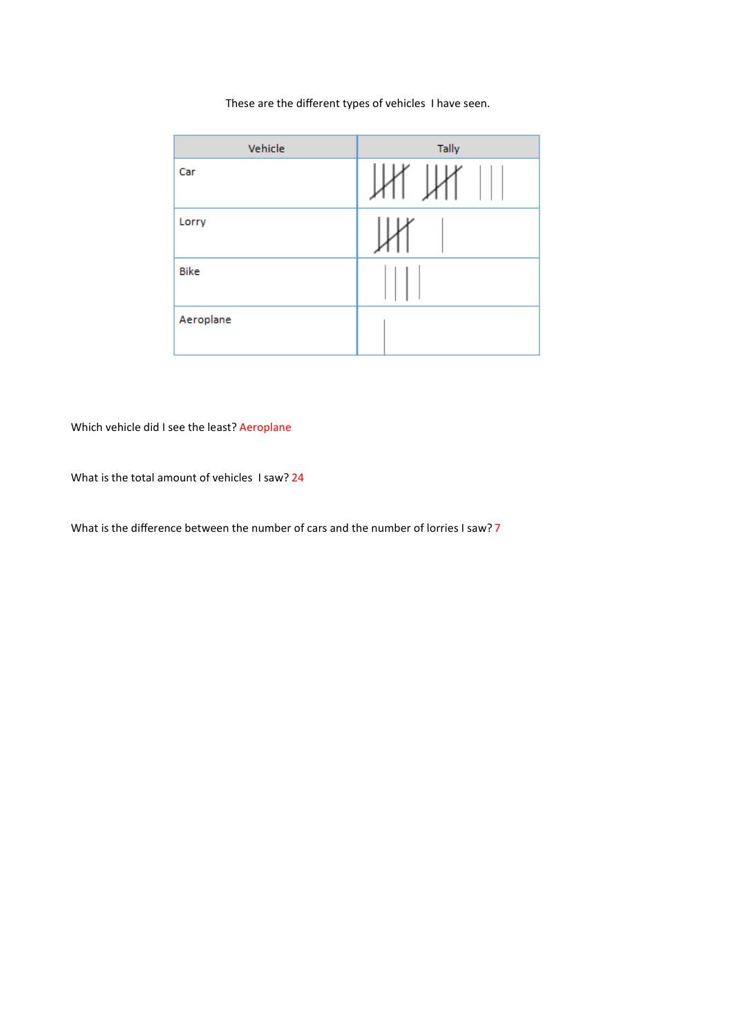These are the different types of vehicles I have seen.

| Vehicle | Tally |
| --- | --- |
| Car | 𝍸 𝍸 ||| |
| Lorry | 𝍸 | |
| Bike | |||| |
| Aeroplane | | |

Which vehicle did I see the least? Aeroplane

What is the total amount of vehicles I saw? 24

What is the difference between the number of cars and the number of lorries I saw? 7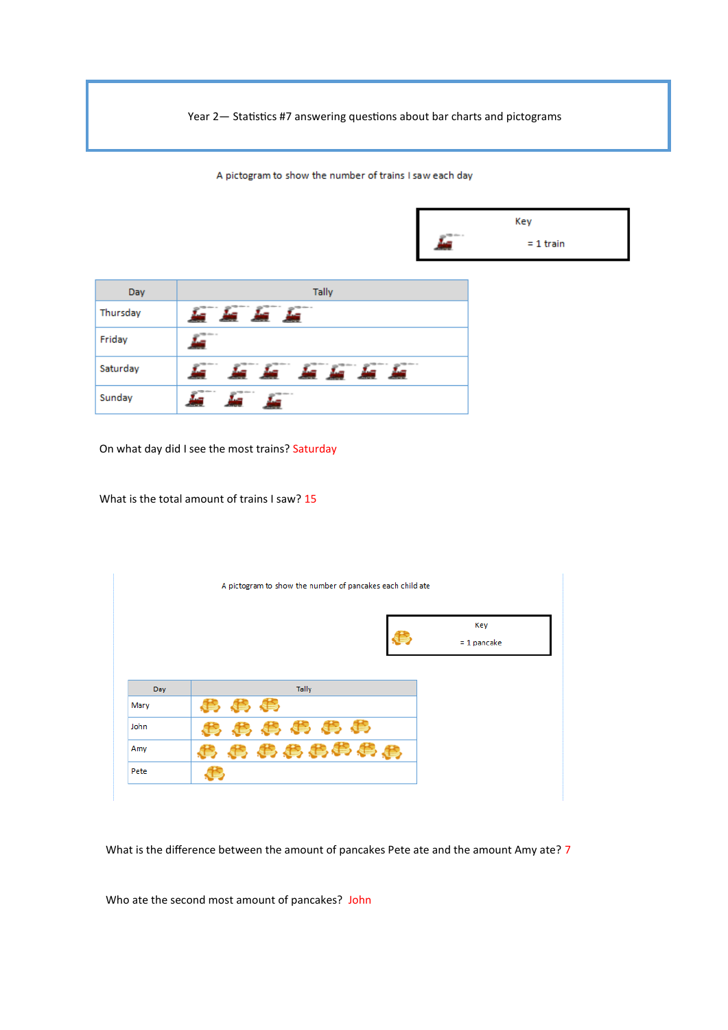Year 2— Statistics #7 answering questions about bar charts and pictograms

A pictogram to show the number of trains I saw each day

Key

= 1 train

| Day | Tally |
|---|---|
| Thursday | |
| Friday | |
| Saturday | |
| Sunday | |

On what day did I see the most trains? Saturday

What is the total amount of trains I saw? 15

A pictogram to show the number of pancakes each child ate

Key

= 1 pancake

| Day | Tally |
|---|---|
| Mary | |
| John | |
| Amy | |
| Pete | |

What is the difference between the amount of pancakes Pete ate and the amount Amy ate? 7

Who ate the second most amount of pancakes? John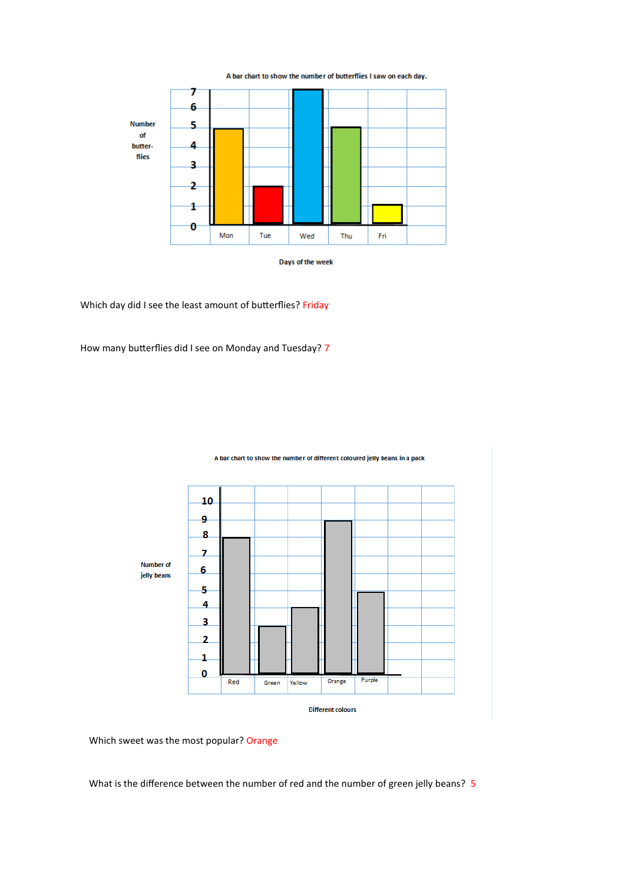A bar chart to show the number of butterflies I saw on each day.

Number of butter-flies

7
6
5
4
3
2
1
0

Mon Tue Wed Thu Fri

Days of the week

Which day did I see the least amount of butterflies? Friday

How many butterflies did I see on Monday and Tuesday? 7

A bar chart to show the number of different coloured jelly beans in a pack

Number of jelly beans

10
9
8
7
6
5
4
3
2
1
0

Red Green Yellow Orange Purple

Different colours

Which sweet was the most popular? Orange

What is the difference between the number of red and the number of green jelly beans? 5